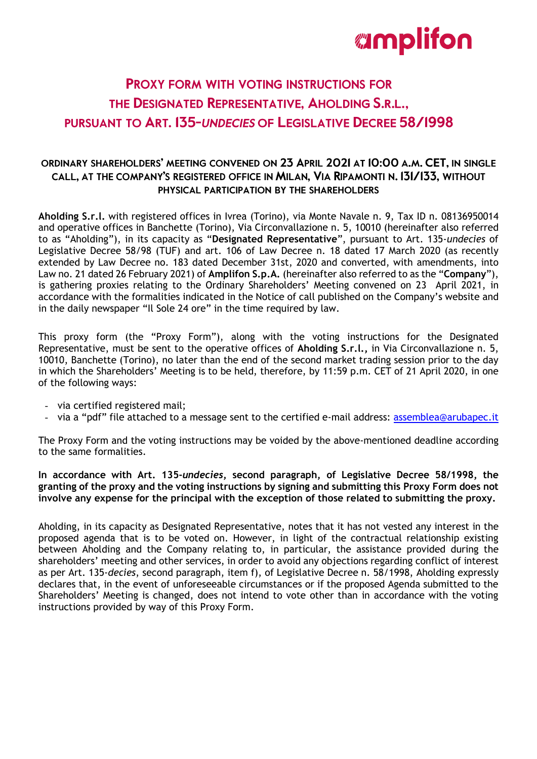# PROXY FORM WITH VOTING INSTRUCTIONS FOR THE DESIGNATED REPRESENTATIVE, AHOLDING S.R.L., PURSUANT TO ART. 135-*UNDECIES* OF LEGISLATIVE DECREE 58/1998

## ORDINARY SHAREHOLDERS' MEETING CONVENED ON 23 APRIL 2021 AT 10:00 A.M. CET, IN SINGLE CALL, AT THE COMPANY'S REGISTERED OFFICE IN MILAN, VIA RIPAMONTI N. 131/133, WITHOUT PHYSICAL PARTICIPATION BY THE SHAREHOLDERS

**Aholding S.r.l.** with registered offices in Ivrea (Torino), via Monte Navale n. 9, Tax ID n. 08136950014 and operative offices in Banchette (Torino), Via Circonvallazione n. 5, 10010 (hereinafter also referred to as "Aholding"), in its capacity as "**Designated Representative**", pursuant to Art. 135-*undecies* of Legislative Decree 58/98 (TUF) and art. 106 of Law Decree n. 18 dated 17 March 2020 (as recently extended by Law Decree no. 183 dated December 31st, 2020 and converted, with amendments, into Law no. 21 dated 26 February 2021) of **Amplifon S.p.A.** (hereinafter also referred to as the "**Company**"), is gathering proxies relating to the Ordinary Shareholders' Meeting convened on 23 April 2021, in accordance with the formalities indicated in the Notice of call published on the Company's website and in the daily newspaper "Il Sole 24 ore" in the time required by law.

This proxy form (the "Proxy Form"), along with the voting instructions for the Designated Representative, must be sent to the operative offices of **Aholding S.r.l.,** in Via Circonvallazione n. 5, 10010, Banchette (Torino), no later than the end of the second market trading session prior to the day in which the Shareholders' Meeting is to be held, therefore, by 11:59 p.m. CET of 21 April 2020, in one of the following ways:

- via certified registered mail;
- via a "pdf" file attached to a message sent to the certified e-mail address: assemblea@arubapec.it

The Proxy Form and the voting instructions may be voided by the above-mentioned deadline according to the same formalities.

**In accordance with Art. 135-*undecies*, second paragraph, of Legislative Decree 58/1998, the granting of the proxy and the voting instructions by signing and submitting this Proxy Form does not involve any expense for the principal with the exception of those related to submitting the proxy.**

Aholding, in its capacity as Designated Representative, notes that it has not vested any interest in the proposed agenda that is to be voted on. However, in light of the contractual relationship existing between Aholding and the Company relating to, in particular, the assistance provided during the shareholders' meeting and other services, in order to avoid any objections regarding conflict of interest as per Art. 135-*decies*, second paragraph, item f), of Legislative Decree n. 58/1998, Aholding expressly declares that, in the event of unforeseeable circumstances or if the proposed Agenda submitted to the Shareholders' Meeting is changed, does not intend to vote other than in accordance with the voting instructions provided by way of this Proxy Form.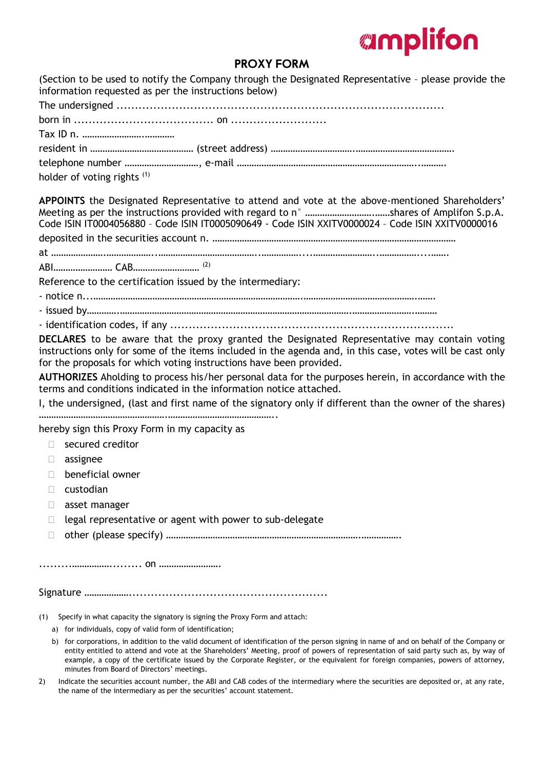amplifon

# PROXY FORM

(Section to be used to notify the Company through the Designated Representative – please provide the information requested as per the instructions below)

The undersigned .........................................................................................

born in ...................................... on ..........................

Tax ID n. ......................................

resident in .......................................... (street address) .........................................................................

telephone number .............................., e-mail .........................................................................................

holder of voting rights [(1)]

**APPOINTS** the Designated Representative to attend and vote at the above-mentioned Shareholders' Meeting as per the instructions provided with regard to n° ................................shares of Amplifon S.p.A. Code ISIN IT0004056880 – Code ISIN IT0005090649 - Code ISIN XXITV0000024 – Code ISIN XXITV0000016

deposited in the securities account n. .................................................................................................

at ...........................................................................................................................................................

ABI........................ CAB........................... [(2)]

Reference to the certification issued by the intermediary:

- notice n....................................................................................................................................................
- issued by...................................................................................................................................................
- identification codes, if any ..........................................................................

**DECLARES** to be aware that the proxy granted the Designated Representative may contain voting instructions only for some of the items included in the agenda and, in this case, votes will be cast only for the proposals for which voting instructions have been provided.

**AUTHORIZES** Aholding to process his/her personal data for the purposes herein, in accordance with the terms and conditions indicated in the information notice attached.

I, the undersigned, (last and first name of the signatory only if different than the owner of the shares) ...........................................................................................

hereby sign this Proxy Form in my capacity as

- ☐ secured creditor
- ☐ assignee
- ☐ beneficial owner
- ☐ custodian
- ☐ asset manager
- ☐ legal representative or agent with power to sub-delegate
- ☐ other (please specify) ..............................................................................................

................................ on ........................

Signature ....................................................................

(1) Specify in what capacity the signatory is signing the Proxy Form and attach:

a) for individuals, copy of valid form of identification;

b) for corporations, in addition to the valid document of identification of the person signing in name of and on behalf of the Company or entity entitled to attend and vote at the Shareholders' Meeting, proof of powers of representation of said party such as, by way of example, a copy of the certificate issued by the Corporate Register, or the equivalent for foreign companies, powers of attorney, minutes from Board of Directors' meetings.

2) Indicate the securities account number, the ABI and CAB codes of the intermediary where the securities are deposited or, at any rate, the name of the intermediary as per the securities' account statement.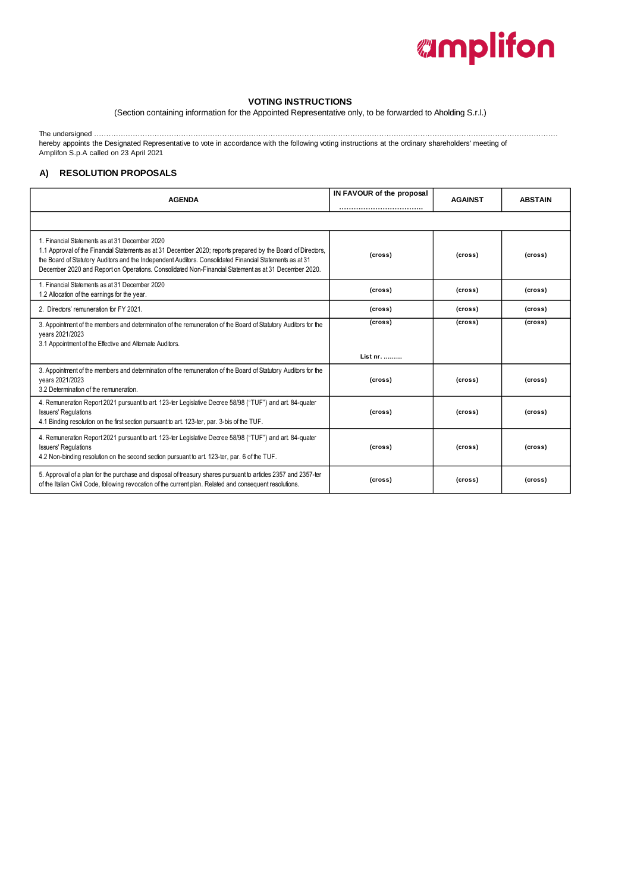amplifon

**VOTING INSTRUCTIONS**

(Section containing information for the Appointed Representative only, to be forwarded to Aholding S.r.l.)

The undersigned ……………………………………………………………………………………………………………………………………………………………………………
hereby appoints the Designated Representative to vote in accordance with the following voting instructions at the ordinary shareholders' meeting of Amplifon S.p.A called on 23 April 2021

## A) RESOLUTION PROPOSALS

| AGENDA | IN FAVOUR of the proposal ……………………………… | AGAINST | ABSTAIN |
|---|---|---|---|
| | | | |
| 1. Financial Statements as at 31 December 2020<br>1.1 Approval of the Financial Statements as at 31 December 2020; reports prepared by the Board of Directors, the Board of Statutory Auditors and the Independent Auditors. Consolidated Financial Statements as at 31 December 2020 and Report on Operations. Consolidated Non-Financial Statement as at 31 December 2020. | (cross) | (cross) | (cross) |
| 1. Financial Statements as at 31 December 2020<br>1.2 Allocation of the earnings for the year. | (cross) | (cross) | (cross) |
| 2. Directors' remuneration for FY 2021. | (cross) | (cross) | (cross) |
| 3. Appointment of the members and determination of the remuneration of the Board of Statutory Auditors for the years 2021/2023<br>3.1 Appointment of the Effective and Alternate Auditors. | (cross)<br><br>List nr. ……… | (cross) | (cross) |
| 3. Appointment of the members and determination of the remuneration of the Board of Statutory Auditors for the years 2021/2023<br>3.2 Determination of the remuneration. | (cross) | (cross) | (cross) |
| 4. Remuneration Report 2021 pursuant to art. 123-ter Legislative Decree 58/98 ("TUF") and art. 84-quater Issuers' Regulations<br>4.1 Binding resolution on the first section pursuant to art. 123-ter, par. 3-bis of the TUF. | (cross) | (cross) | (cross) |
| 4. Remuneration Report 2021 pursuant to art. 123-ter Legislative Decree 58/98 ("TUF") and art. 84-quater Issuers' Regulations<br>4.2 Non-binding resolution on the second section pursuant to art. 123-ter, par. 6 of the TUF. | (cross) | (cross) | (cross) |
| 5. Approval of a plan for the purchase and disposal of treasury shares pursuant to articles 2357 and 2357-ter of the Italian Civil Code, following revocation of the current plan. Related and consequent resolutions. | (cross) | (cross) | (cross) |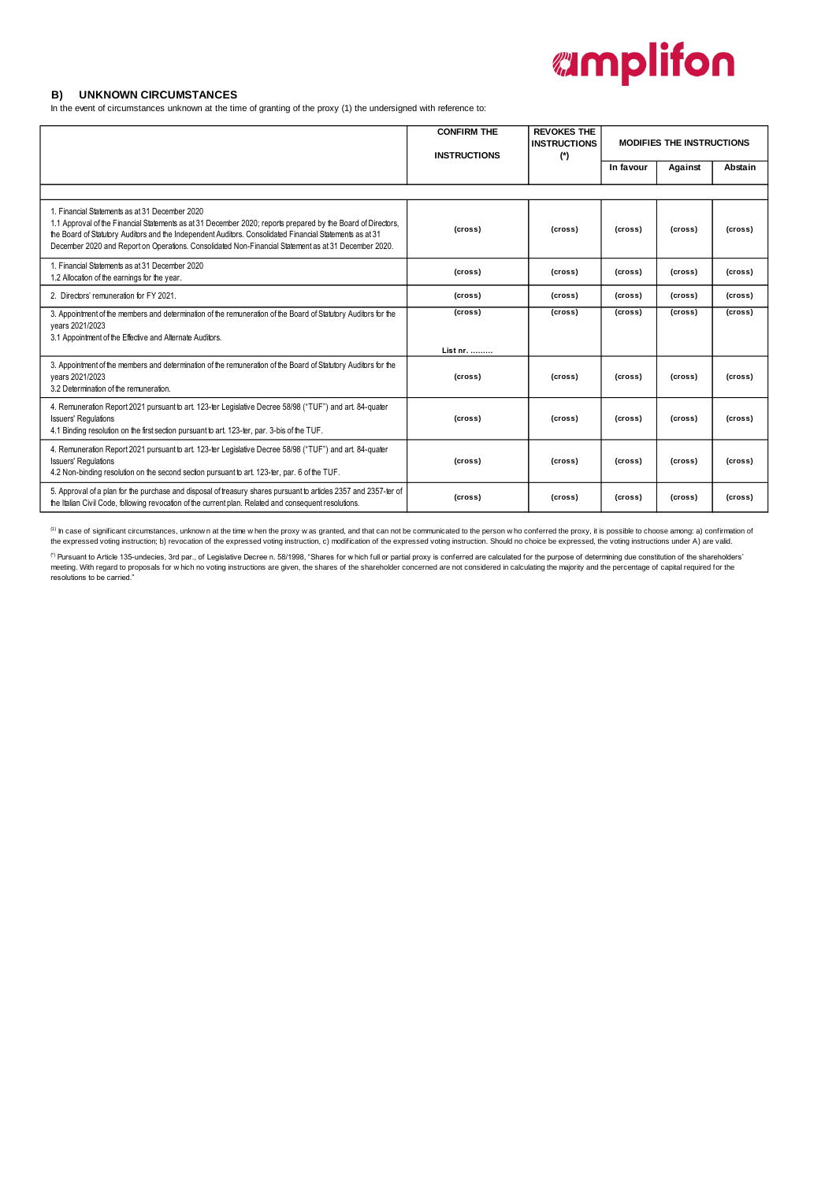## B) UNKNOWN CIRCUMSTANCES

In the event of circumstances unknown at the time of granting of the proxy (1) the undersigned with reference to:

| | CONFIRM THE INSTRUCTIONS | REVOKES THE INSTRUCTIONS (*) | MODIFIES THE INSTRUCTIONS | | |
|---|---|---|---|---|---|
| | | | In favour | Against | Abstain |
| | | | | | |
| 1. Financial Statements as at 31 December 2020<br>1.1 Approval of the Financial Statements as at 31 December 2020; reports prepared by the Board of Directors, the Board of Statutory Auditors and the Independent Auditors. Consolidated Financial Statements as at 31 December 2020 and Report on Operations. Consolidated Non-Financial Statement as at 31 December 2020. | (cross) | (cross) | (cross) | (cross) | (cross) |
| 1. Financial Statements as at 31 December 2020<br>1.2 Allocation of the earnings for the year. | (cross) | (cross) | (cross) | (cross) | (cross) |
| 2. Directors' remuneration for FY 2021. | (cross) | (cross) | (cross) | (cross) | (cross) |
| 3. Appointment of the members and determination of the remuneration of the Board of Statutory Auditors for the years 2021/2023<br>3.1 Appointment of the Effective and Alternate Auditors. | (cross)<br><br>List nr. ……… | (cross) | (cross) | (cross) | (cross) |
| 3. Appointment of the members and determination of the remuneration of the Board of Statutory Auditors for the years 2021/2023<br>3.2 Determination of the remuneration. | (cross) | (cross) | (cross) | (cross) | (cross) |
| 4. Remuneration Report 2021 pursuant to art. 123-ter Legislative Decree 58/98 ("TUF") and art. 84-quater Issuers' Regulations<br>4.1 Binding resolution on the first section pursuant to art. 123-ter, par. 3-bis of the TUF. | (cross) | (cross) | (cross) | (cross) | (cross) |
| 4. Remuneration Report 2021 pursuant to art. 123-ter Legislative Decree 58/98 ("TUF") and art. 84-quater Issuers' Regulations<br>4.2 Non-binding resolution on the second section pursuant to art. 123-ter, par. 6 of the TUF. | (cross) | (cross) | (cross) | (cross) | (cross) |
| 5. Approval of a plan for the purchase and disposal of treasury shares pursuant to articles 2357 and 2357-ter of the Italian Civil Code, following revocation of the current plan. Related and consequent resolutions. | (cross) | (cross) | (cross) | (cross) | (cross) |

(1) In case of significant circumstances, unknown at the time when the proxy was granted, and that can not be communicated to the person who conferred the proxy, it is possible to choose among: a) confirmation of the expressed voting instruction; b) revocation of the expressed voting instruction, c) modification of the expressed voting instruction. Should no choice be expressed, the voting instructions under A) are valid.

(*) Pursuant to Article 135-undecies, 3rd par., of Legislative Decree n. 58/1998, "Shares for which full or partial proxy is conferred are calculated for the purpose of determining due constitution of the shareholders' meeting. With regard to proposals for which no voting instructions are given, the shares of the shareholder concerned are not considered in calculating the majority and the percentage of capital required for the resolutions to be carried."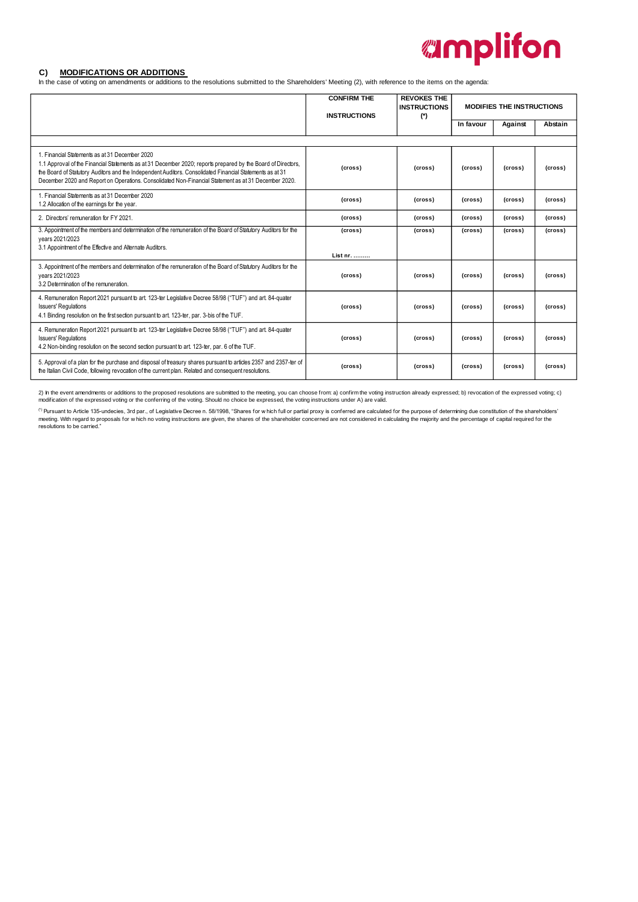### C) MODIFICATIONS OR ADDITIONS

In the case of voting on amendments or additions to the resolutions submitted to the Shareholders' Meeting (2), with reference to the items on the agenda:

| | CONFIRM THE INSTRUCTIONS | REVOKES THE INSTRUCTIONS (*) | MODIFIES THE INSTRUCTIONS | | |
|---|---|---|---|---|---|
| | | | In favour | Against | Abstain |
| | | | | | |
| 1. Financial Statements as at 31 December 2020<br>1.1 Approval of the Financial Statements as at 31 December 2020; reports prepared by the Board of Directors, the Board of Statutory Auditors and the Independent Auditors. Consolidated Financial Statements as at 31 December 2020 and Report on Operations. Consolidated Non-Financial Statement as at 31 December 2020. | (cross) | (cross) | (cross) | (cross) | (cross) |
| 1. Financial Statements as at 31 December 2020<br>1.2 Allocation of the earnings for the year. | (cross) | (cross) | (cross) | (cross) | (cross) |
| 2. Directors' remuneration for FY 2021. | (cross) | (cross) | (cross) | (cross) | (cross) |
| 3. Appointment of the members and determination of the remuneration of the Board of Statutory Auditors for the years 2021/2023<br>3.1 Appointment of the Effective and Alternate Auditors. | (cross)<br>List nr. ......... | (cross) | (cross) | (cross) | (cross) |
| 3. Appointment of the members and determination of the remuneration of the Board of Statutory Auditors for the years 2021/2023<br>3.2 Determination of the remuneration. | (cross) | (cross) | (cross) | (cross) | (cross) |
| 4. Remuneration Report 2021 pursuant to art. 123-ter Legislative Decree 58/98 ("TUF") and art. 84-quater Issuers' Regulations<br>4.1 Binding resolution on the first section pursuant to art. 123-ter, par. 3-bis of the TUF. | (cross) | (cross) | (cross) | (cross) | (cross) |
| 4. Remuneration Report 2021 pursuant to art. 123-ter Legislative Decree 58/98 ("TUF") and art. 84-quater Issuers' Regulations<br>4.2 Non-binding resolution on the second section pursuant to art. 123-ter, par. 6 of the TUF. | (cross) | (cross) | (cross) | (cross) | (cross) |
| 5. Approval of a plan for the purchase and disposal of treasury shares pursuant to articles 2357 and 2357-ter of the Italian Civil Code, following revocation of the current plan. Related and consequent resolutions. | (cross) | (cross) | (cross) | (cross) | (cross) |

2) In the event amendments or additions to the proposed resolutions are submitted to the meeting, you can choose from: a) confirm the voting instruction already expressed; b) revocation of the expressed voting; c) modification of the expressed voting or the conferring of the voting. Should no choice be expressed, the voting instructions under A) are valid.

(*) Pursuant to Article 135-undecies, 3rd par., of Legislative Decree n. 58/1998, "Shares for which full or partial proxy is conferred are calculated for the purpose of determining due constitution of the shareholders' meeting. With regard to proposals for which no voting instructions are given, the shares of the shareholder concerned are not considered in calculating the majority and the percentage of capital required for the resolutions to be carried."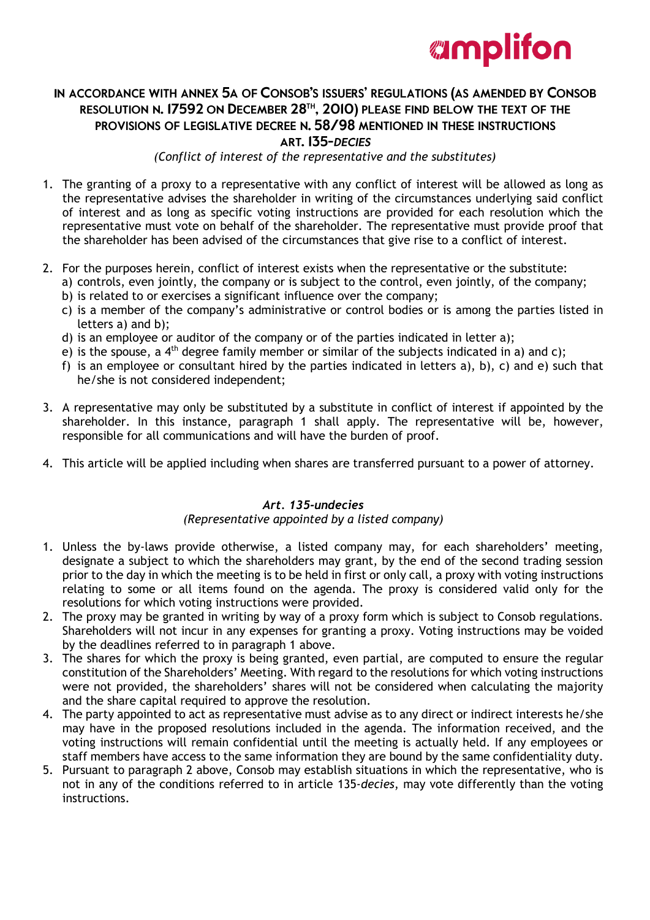# IN ACCORDANCE WITH ANNEX 5A OF CONSOB'S ISSUERS' REGULATIONS (AS AMENDED BY CONSOB RESOLUTION N. 17592 ON DECEMBER 28TH, 2010) PLEASE FIND BELOW THE TEXT OF THE PROVISIONS OF LEGISLATIVE DECREE N. 58/98 MENTIONED IN THESE INSTRUCTIONS

## ART. 135-*DECIES*

*(Conflict of interest of the representative and the substitutes)*

1. The granting of a proxy to a representative with any conflict of interest will be allowed as long as the representative advises the shareholder in writing of the circumstances underlying said conflict of interest and as long as specific voting instructions are provided for each resolution which the representative must vote on behalf of the shareholder. The representative must provide proof that the shareholder has been advised of the circumstances that give rise to a conflict of interest.

2. For the purposes herein, conflict of interest exists when the representative or the substitute:
   a) controls, even jointly, the company or is subject to the control, even jointly, of the company;
   b) is related to or exercises a significant influence over the company;
   c) is a member of the company's administrative or control bodies or is among the parties listed in letters a) and b);
   d) is an employee or auditor of the company or of the parties indicated in letter a);
   e) is the spouse, a 4th degree family member or similar of the subjects indicated in a) and c);
   f) is an employee or consultant hired by the parties indicated in letters a), b), c) and e) such that he/she is not considered independent;

3. A representative may only be substituted by a substitute in conflict of interest if appointed by the shareholder. In this instance, paragraph 1 shall apply. The representative will be, however, responsible for all communications and will have the burden of proof.

4. This article will be applied including when shares are transferred pursuant to a power of attorney.

## *Art. 135-undecies*

*(Representative appointed by a listed company)*

1. Unless the by-laws provide otherwise, a listed company may, for each shareholders' meeting, designate a subject to which the shareholders may grant, by the end of the second trading session prior to the day in which the meeting is to be held in first or only call, a proxy with voting instructions relating to some or all items found on the agenda. The proxy is considered valid only for the resolutions for which voting instructions were provided.
2. The proxy may be granted in writing by way of a proxy form which is subject to Consob regulations. Shareholders will not incur in any expenses for granting a proxy. Voting instructions may be voided by the deadlines referred to in paragraph 1 above.
3. The shares for which the proxy is being granted, even partial, are computed to ensure the regular constitution of the Shareholders' Meeting. With regard to the resolutions for which voting instructions were not provided, the shareholders' shares will not be considered when calculating the majority and the share capital required to approve the resolution.
4. The party appointed to act as representative must advise as to any direct or indirect interests he/she may have in the proposed resolutions included in the agenda. The information received, and the voting instructions will remain confidential until the meeting is actually held. If any employees or staff members have access to the same information they are bound by the same confidentiality duty.
5. Pursuant to paragraph 2 above, Consob may establish situations in which the representative, who is not in any of the conditions referred to in article 135-*decies*, may vote differently than the voting instructions.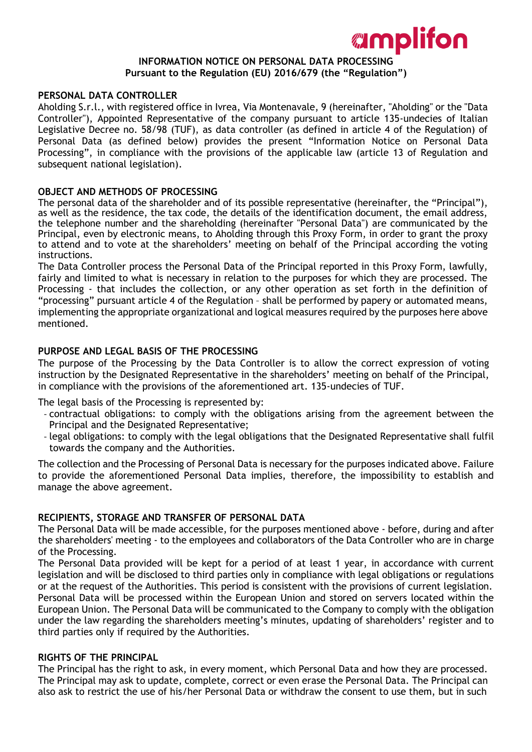**INFORMATION NOTICE ON PERSONAL DATA PROCESSING**
**Pursuant to the Regulation (EU) 2016/679 (the "Regulation")**

**PERSONAL DATA CONTROLLER**

Aholding S.r.l., with registered office in Ivrea, Via Montenavale, 9 (hereinafter, "Aholding" or the "Data Controller"), Appointed Representative of the company pursuant to article 135-undecies of Italian Legislative Decree no. 58/98 (TUF), as data controller (as defined in article 4 of the Regulation) of Personal Data (as defined below) provides the present "Information Notice on Personal Data Processing", in compliance with the provisions of the applicable law (article 13 of Regulation and subsequent national legislation).

**OBJECT AND METHODS OF PROCESSING**

The personal data of the shareholder and of its possible representative (hereinafter, the "Principal"), as well as the residence, the tax code, the details of the identification document, the email address, the telephone number and the shareholding (hereinafter "Personal Data") are communicated by the Principal, even by electronic means, to Aholding through this Proxy Form, in order to grant the proxy to attend and to vote at the shareholders' meeting on behalf of the Principal according the voting instructions.

The Data Controller process the Personal Data of the Principal reported in this Proxy Form, lawfully, fairly and limited to what is necessary in relation to the purposes for which they are processed. The Processing - that includes the collection, or any other operation as set forth in the definition of "processing" pursuant article 4 of the Regulation – shall be performed by papery or automated means, implementing the appropriate organizational and logical measures required by the purposes here above mentioned.

**PURPOSE AND LEGAL BASIS OF THE PROCESSING**

The purpose of the Processing by the Data Controller is to allow the correct expression of voting instruction by the Designated Representative in the shareholders' meeting on behalf of the Principal, in compliance with the provisions of the aforementioned art. 135-undecies of TUF.

The legal basis of the Processing is represented by:

- contractual obligations: to comply with the obligations arising from the agreement between the Principal and the Designated Representative;
- legal obligations: to comply with the legal obligations that the Designated Representative shall fulfil towards the company and the Authorities.

The collection and the Processing of Personal Data is necessary for the purposes indicated above. Failure to provide the aforementioned Personal Data implies, therefore, the impossibility to establish and manage the above agreement.

**RECIPIENTS, STORAGE AND TRANSFER OF PERSONAL DATA**

The Personal Data will be made accessible, for the purposes mentioned above - before, during and after the shareholders' meeting - to the employees and collaborators of the Data Controller who are in charge of the Processing.

The Personal Data provided will be kept for a period of at least 1 year, in accordance with current legislation and will be disclosed to third parties only in compliance with legal obligations or regulations or at the request of the Authorities. This period is consistent with the provisions of current legislation. Personal Data will be processed within the European Union and stored on servers located within the European Union. The Personal Data will be communicated to the Company to comply with the obligation under the law regarding the shareholders meeting's minutes, updating of shareholders' register and to third parties only if required by the Authorities.

**RIGHTS OF THE PRINCIPAL**

The Principal has the right to ask, in every moment, which Personal Data and how they are processed. The Principal may ask to update, complete, correct or even erase the Personal Data. The Principal can also ask to restrict the use of his/her Personal Data or withdraw the consent to use them, but in such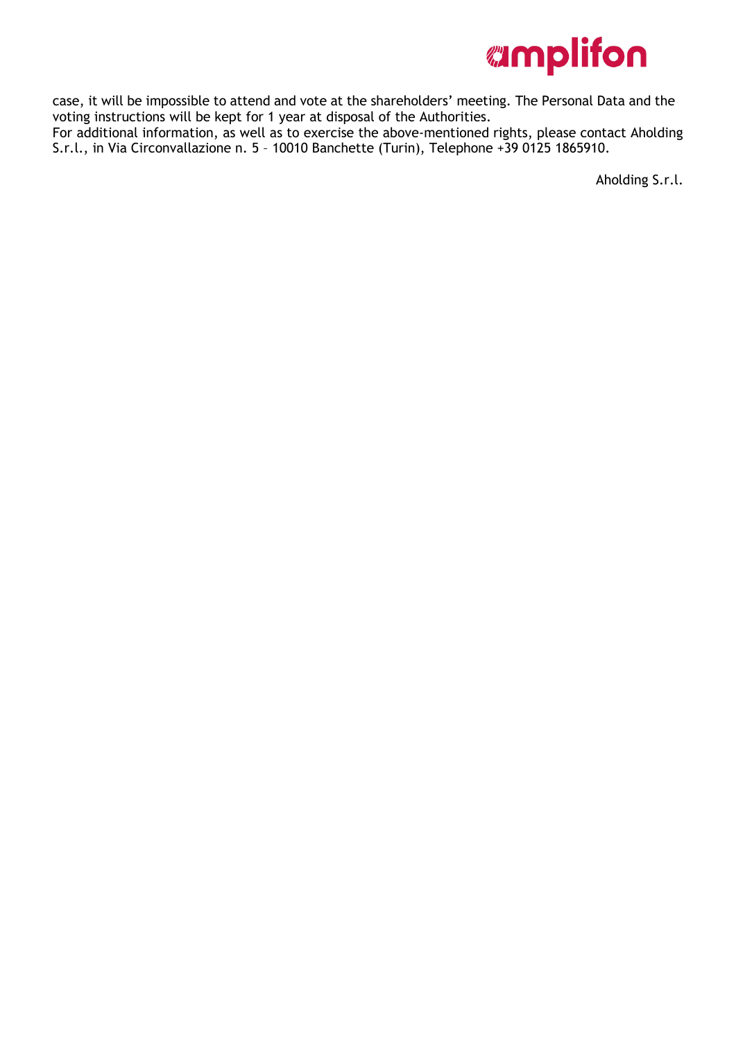case, it will be impossible to attend and vote at the shareholders' meeting. The Personal Data and the voting instructions will be kept for 1 year at disposal of the Authorities.
For additional information, as well as to exercise the above-mentioned rights, please contact Aholding S.r.l., in Via Circonvallazione n. 5 – 10010 Banchette (Turin), Telephone +39 0125 1865910.

Aholding S.r.l.